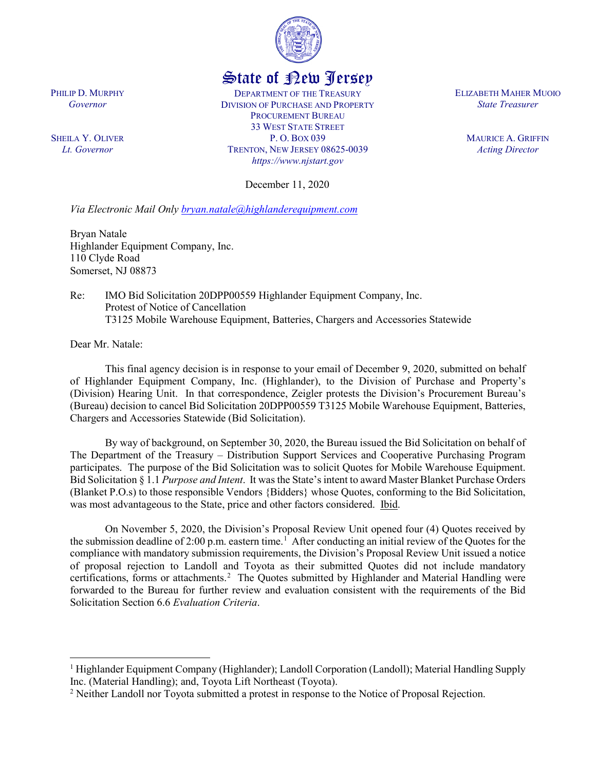State of New Jersey

PHILIP D. MURPHY
*Governor*

SHEILA Y. OLIVER
*Lt. Governor*

DEPARTMENT OF THE TREASURY
DIVISION OF PURCHASE AND PROPERTY
PROCUREMENT BUREAU
33 WEST STATE STREET
P. O. BOX 039
TRENTON, NEW JERSEY 08625-0039
*https://www.njstart.gov*

ELIZABETH MAHER MUOIO
*State Treasurer*

MAURICE A. GRIFFIN
*Acting Director*

December 11, 2020

*Via Electronic Mail Only bryan.natale@highlanderequipment.com*

Bryan Natale
Highlander Equipment Company, Inc.
110 Clyde Road
Somerset, NJ 08873

Re: IMO Bid Solicitation 20DPP00559 Highlander Equipment Company, Inc.
Protest of Notice of Cancellation
T3125 Mobile Warehouse Equipment, Batteries, Chargers and Accessories Statewide

Dear Mr. Natale:

This final agency decision is in response to your email of December 9, 2020, submitted on behalf of Highlander Equipment Company, Inc. (Highlander), to the Division of Purchase and Property's (Division) Hearing Unit. In that correspondence, Zeigler protests the Division's Procurement Bureau's (Bureau) decision to cancel Bid Solicitation 20DPP00559 T3125 Mobile Warehouse Equipment, Batteries, Chargers and Accessories Statewide (Bid Solicitation).

By way of background, on September 30, 2020, the Bureau issued the Bid Solicitation on behalf of The Department of the Treasury – Distribution Support Services and Cooperative Purchasing Program participates. The purpose of the Bid Solicitation was to solicit Quotes for Mobile Warehouse Equipment. Bid Solicitation § 1.1 *Purpose and Intent*. It was the State's intent to award Master Blanket Purchase Orders (Blanket P.O.s) to those responsible Vendors {Bidders} whose Quotes, conforming to the Bid Solicitation, was most advantageous to the State, price and other factors considered. Ibid.

On November 5, 2020, the Division's Proposal Review Unit opened four (4) Quotes received by the submission deadline of 2:00 p.m. eastern time.[1] After conducting an initial review of the Quotes for the compliance with mandatory submission requirements, the Division's Proposal Review Unit issued a notice of proposal rejection to Landoll and Toyota as their submitted Quotes did not include mandatory certifications, forms or attachments.[2] The Quotes submitted by Highlander and Material Handling were forwarded to the Bureau for further review and evaluation consistent with the requirements of the Bid Solicitation Section 6.6 *Evaluation Criteria*.

---

[1] Highlander Equipment Company (Highlander); Landoll Corporation (Landoll); Material Handling Supply Inc. (Material Handling); and, Toyota Lift Northeast (Toyota).

[2] Neither Landoll nor Toyota submitted a protest in response to the Notice of Proposal Rejection.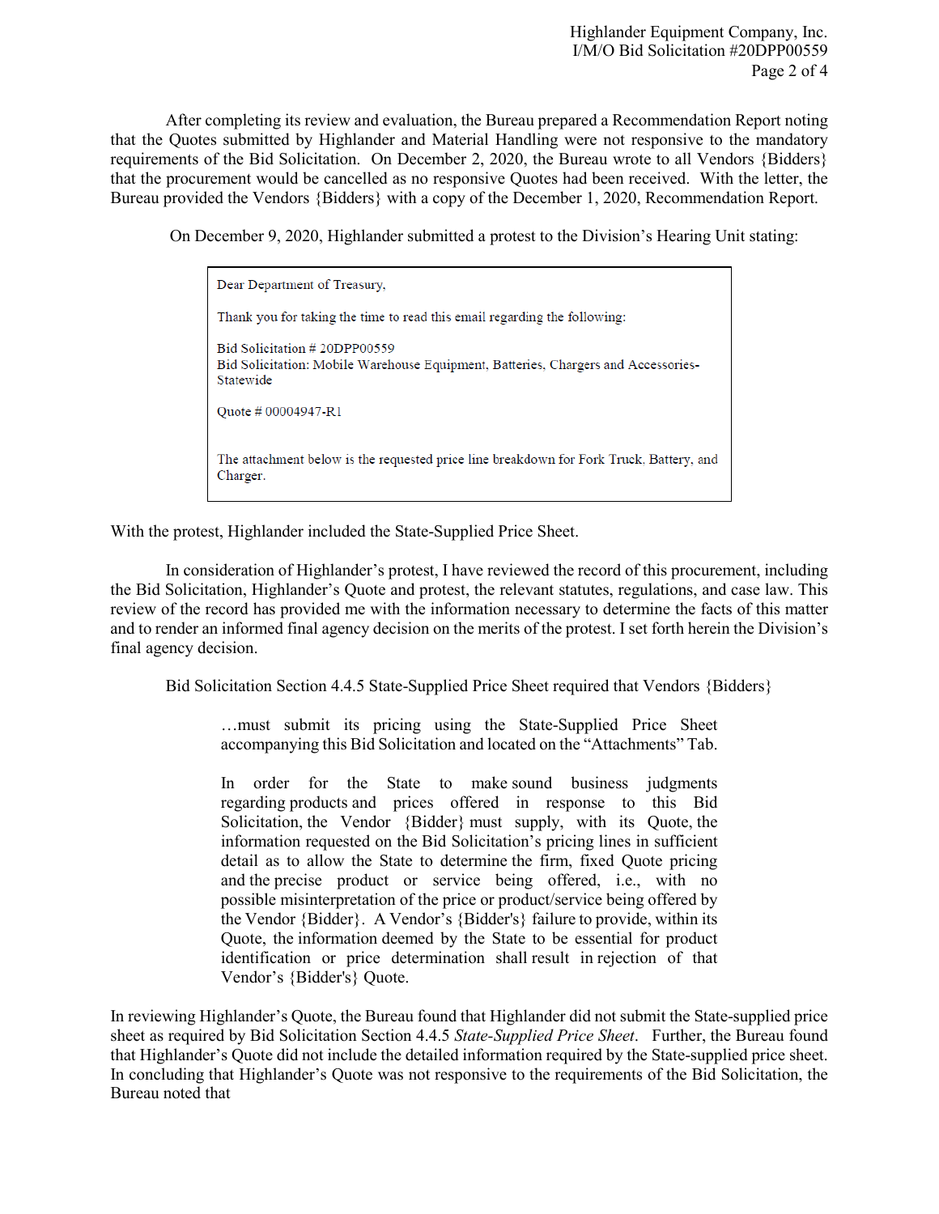After completing its review and evaluation, the Bureau prepared a Recommendation Report noting that the Quotes submitted by Highlander and Material Handling were not responsive to the mandatory requirements of the Bid Solicitation. On December 2, 2020, the Bureau wrote to all Vendors {Bidders} that the procurement would be cancelled as no responsive Quotes had been received. With the letter, the Bureau provided the Vendors {Bidders} with a copy of the December 1, 2020, Recommendation Report.

On December 9, 2020, Highlander submitted a protest to the Division's Hearing Unit stating:

> Dear Department of Treasury,
>
> Thank you for taking the time to read this email regarding the following:
>
> Bid Solicitation # 20DPP00559
> Bid Solicitation: Mobile Warehouse Equipment, Batteries, Chargers and Accessories-Statewide
>
> Quote # 00004947-R1
>
> The attachment below is the requested price line breakdown for Fork Truck, Battery, and Charger.

With the protest, Highlander included the State-Supplied Price Sheet.

In consideration of Highlander's protest, I have reviewed the record of this procurement, including the Bid Solicitation, Highlander's Quote and protest, the relevant statutes, regulations, and case law. This review of the record has provided me with the information necessary to determine the facts of this matter and to render an informed final agency decision on the merits of the protest. I set forth herein the Division's final agency decision.

Bid Solicitation Section 4.4.5 State-Supplied Price Sheet required that Vendors {Bidders}

> …must submit its pricing using the State-Supplied Price Sheet accompanying this Bid Solicitation and located on the "Attachments" Tab.
>
> In order for the State to make sound business judgments regarding products and prices offered in response to this Bid Solicitation, the Vendor {Bidder} must supply, with its Quote, the information requested on the Bid Solicitation's pricing lines in sufficient detail as to allow the State to determine the firm, fixed Quote pricing and the precise product or service being offered, i.e., with no possible misinterpretation of the price or product/service being offered by the Vendor {Bidder}. A Vendor's {Bidder's} failure to provide, within its Quote, the information deemed by the State to be essential for product identification or price determination shall result in rejection of that Vendor's {Bidder's} Quote.

In reviewing Highlander's Quote, the Bureau found that Highlander did not submit the State-supplied price sheet as required by Bid Solicitation Section 4.4.5 *State-Supplied Price Sheet*. Further, the Bureau found that Highlander's Quote did not include the detailed information required by the State-supplied price sheet. In concluding that Highlander's Quote was not responsive to the requirements of the Bid Solicitation, the Bureau noted that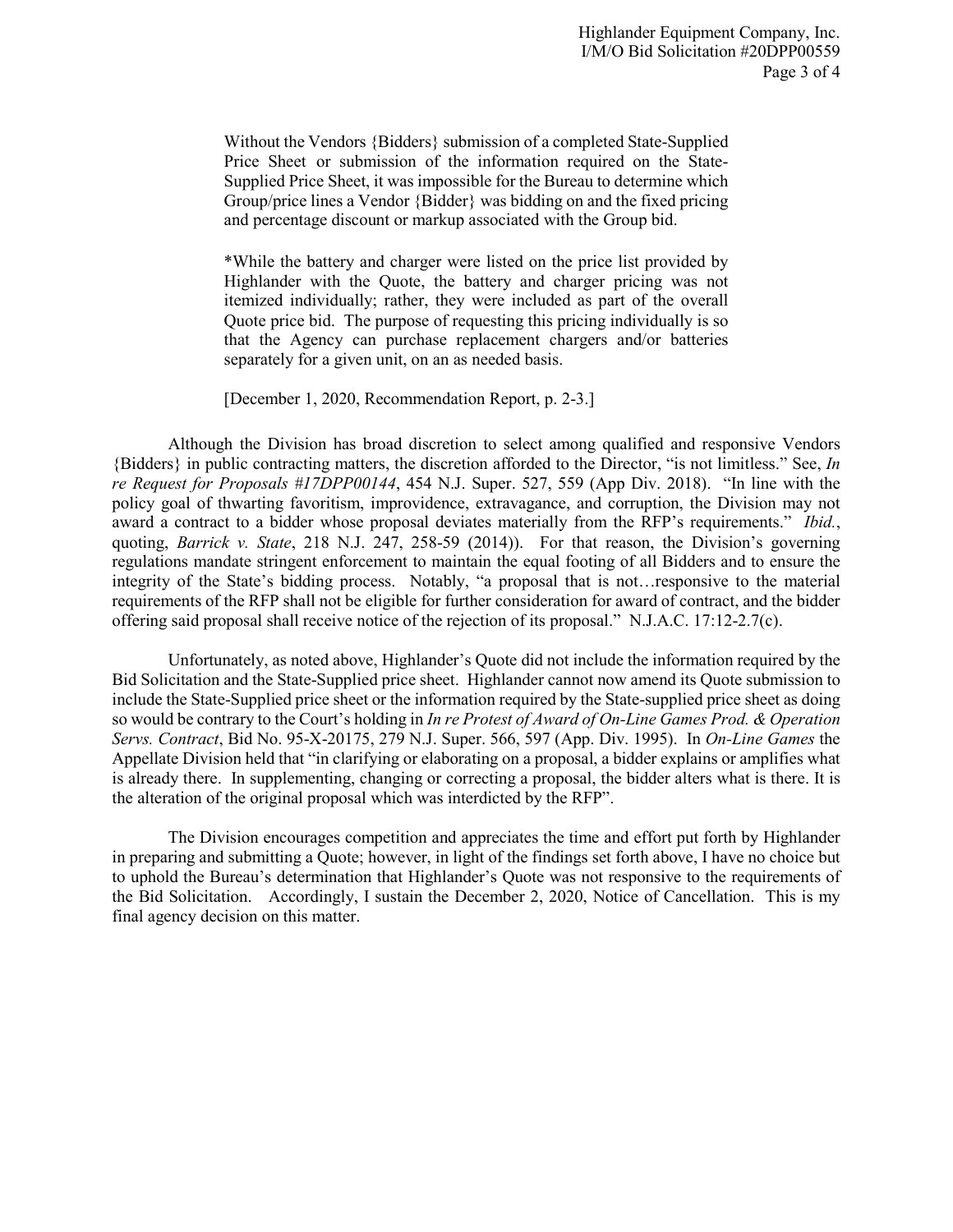> Without the Vendors {Bidders} submission of a completed State-Supplied Price Sheet or submission of the information required on the State-Supplied Price Sheet, it was impossible for the Bureau to determine which Group/price lines a Vendor {Bidder} was bidding on and the fixed pricing and percentage discount or markup associated with the Group bid.
>
> *While the battery and charger were listed on the price list provided by Highlander with the Quote, the battery and charger pricing was not itemized individually; rather, they were included as part of the overall Quote price bid. The purpose of requesting this pricing individually is so that the Agency can purchase replacement chargers and/or batteries separately for a given unit, on an as needed basis.
>
> [December 1, 2020, Recommendation Report, p. 2-3.]

Although the Division has broad discretion to select among qualified and responsive Vendors {Bidders} in public contracting matters, the discretion afforded to the Director, "is not limitless." See, *In re Request for Proposals #17DPP00144*, 454 N.J. Super. 527, 559 (App Div. 2018). "In line with the policy goal of thwarting favoritism, improvidence, extravagance, and corruption, the Division may not award a contract to a bidder whose proposal deviates materially from the RFP's requirements." *Ibid.*, quoting, *Barrick v. State*, 218 N.J. 247, 258-59 (2014)). For that reason, the Division's governing regulations mandate stringent enforcement to maintain the equal footing of all Bidders and to ensure the integrity of the State's bidding process. Notably, "a proposal that is not…responsive to the material requirements of the RFP shall not be eligible for further consideration for award of contract, and the bidder offering said proposal shall receive notice of the rejection of its proposal." N.J.A.C. 17:12-2.7(c).

Unfortunately, as noted above, Highlander's Quote did not include the information required by the Bid Solicitation and the State-Supplied price sheet. Highlander cannot now amend its Quote submission to include the State-Supplied price sheet or the information required by the State-supplied price sheet as doing so would be contrary to the Court's holding in *In re Protest of Award of On-Line Games Prod. & Operation Servs. Contract*, Bid No. 95-X-20175, 279 N.J. Super. 566, 597 (App. Div. 1995). In *On-Line Games* the Appellate Division held that "in clarifying or elaborating on a proposal, a bidder explains or amplifies what is already there. In supplementing, changing or correcting a proposal, the bidder alters what is there. It is the alteration of the original proposal which was interdicted by the RFP".

The Division encourages competition and appreciates the time and effort put forth by Highlander in preparing and submitting a Quote; however, in light of the findings set forth above, I have no choice but to uphold the Bureau's determination that Highlander's Quote was not responsive to the requirements of the Bid Solicitation. Accordingly, I sustain the December 2, 2020, Notice of Cancellation. This is my final agency decision on this matter.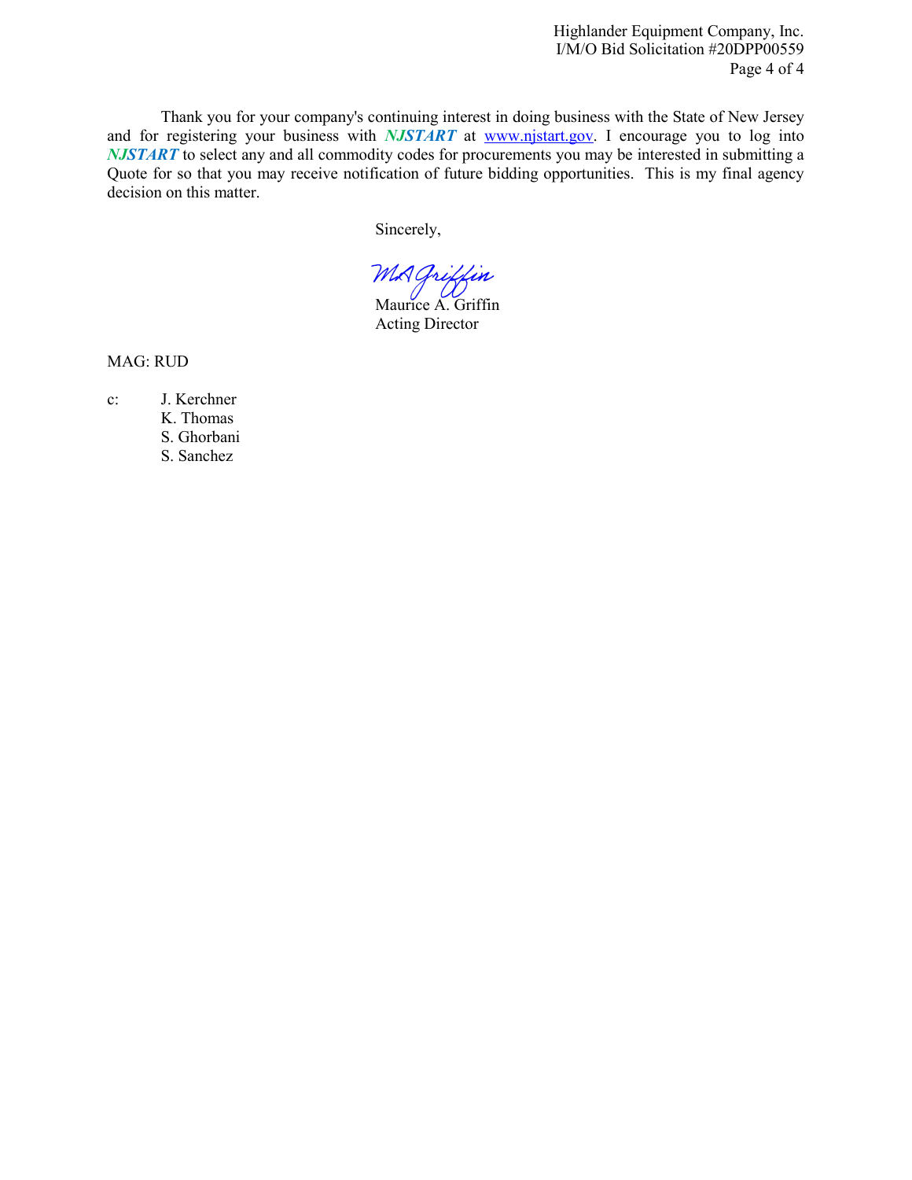Thank you for your company's continuing interest in doing business with the State of New Jersey and for registering your business with ***NJSTART*** at www.njstart.gov. I encourage you to log into ***NJSTART*** to select any and all commodity codes for procurements you may be interested in submitting a Quote for so that you may receive notification of future bidding opportunities. This is my final agency decision on this matter.

Sincerely,

MA Griffin
Maurice A. Griffin
Acting Director

MAG: RUD

c: J. Kerchner
K. Thomas
S. Ghorbani
S. Sanchez